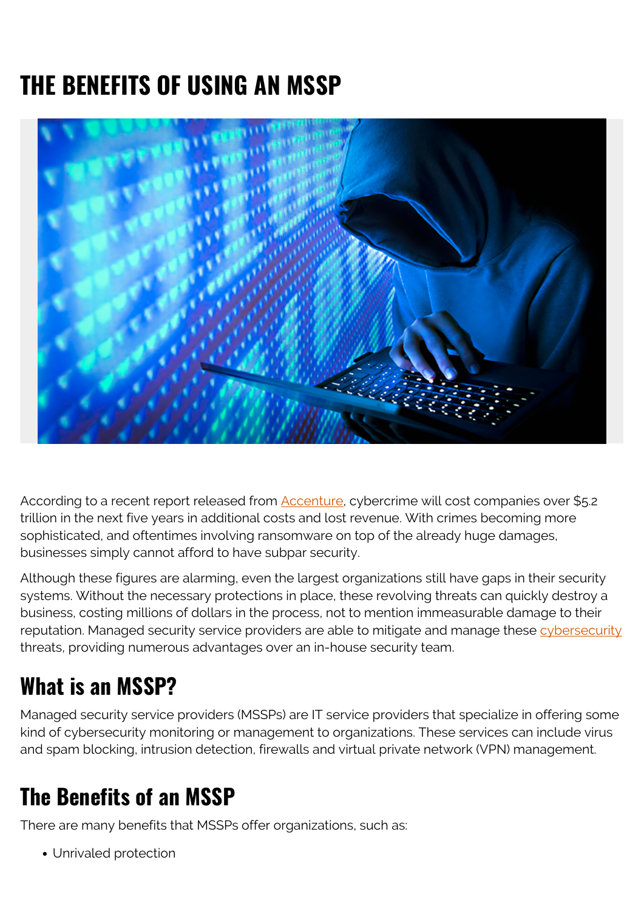# THE BENEFITS OF USING AN MSSP

According to a recent report released from Accenture, cybercrime will cost companies over $5.2 trillion in the next five years in additional costs and lost revenue. With crimes becoming more sophisticated, and oftentimes involving ransomware on top of the already huge damages, businesses simply cannot afford to have subpar security.

Although these figures are alarming, even the largest organizations still have gaps in their security systems. Without the necessary protections in place, these revolving threats can quickly destroy a business, costing millions of dollars in the process, not to mention immeasurable damage to their reputation. Managed security service providers are able to mitigate and manage these cybersecurity threats, providing numerous advantages over an in-house security team.

## What is an MSSP?

Managed security service providers (MSSPs) are IT service providers that specialize in offering some kind of cybersecurity monitoring or management to organizations. These services can include virus and spam blocking, intrusion detection, firewalls and virtual private network (VPN) management.

## The Benefits of an MSSP

There are many benefits that MSSPs offer organizations, such as:

- Unrivaled protection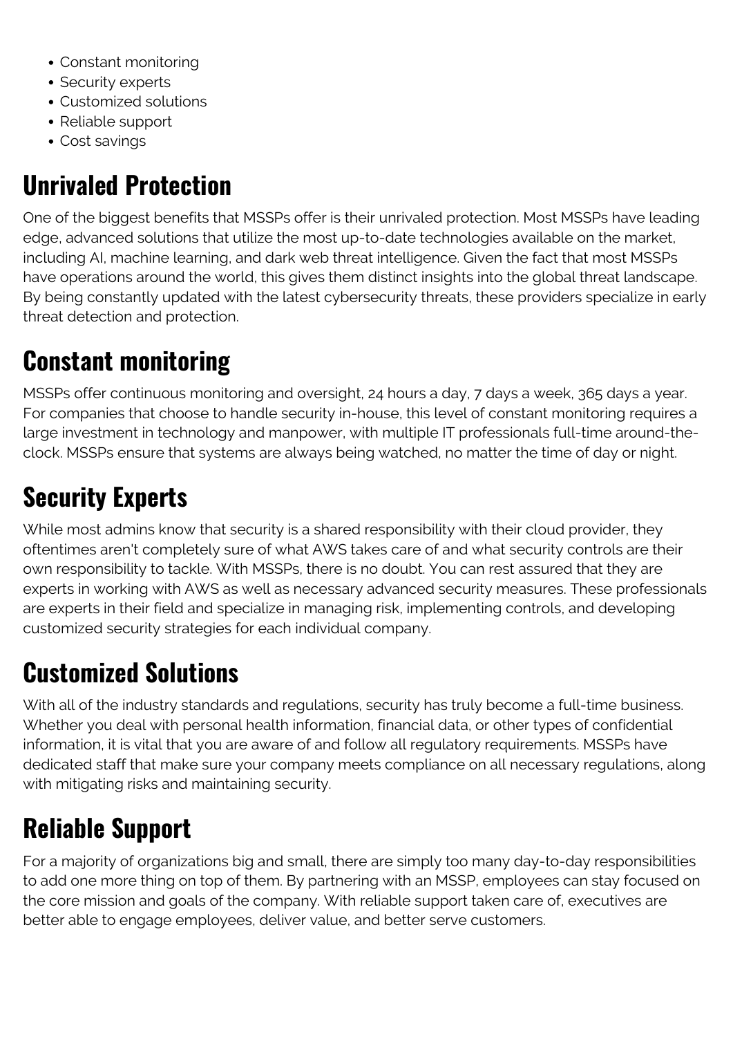- Constant monitoring
- Security experts
- Customized solutions
- Reliable support
- Cost savings

## Unrivaled Protection

One of the biggest benefits that MSSPs offer is their unrivaled protection. Most MSSPs have leading edge, advanced solutions that utilize the most up-to-date technologies available on the market, including AI, machine learning, and dark web threat intelligence. Given the fact that most MSSPs have operations around the world, this gives them distinct insights into the global threat landscape. By being constantly updated with the latest cybersecurity threats, these providers specialize in early threat detection and protection.

## Constant monitoring

MSSPs offer continuous monitoring and oversight, 24 hours a day, 7 days a week, 365 days a year. For companies that choose to handle security in-house, this level of constant monitoring requires a large investment in technology and manpower, with multiple IT professionals full-time around-the-clock. MSSPs ensure that systems are always being watched, no matter the time of day or night.

## Security Experts

While most admins know that security is a shared responsibility with their cloud provider, they oftentimes aren't completely sure of what AWS takes care of and what security controls are their own responsibility to tackle. With MSSPs, there is no doubt. You can rest assured that they are experts in working with AWS as well as necessary advanced security measures. These professionals are experts in their field and specialize in managing risk, implementing controls, and developing customized security strategies for each individual company.

## Customized Solutions

With all of the industry standards and regulations, security has truly become a full-time business. Whether you deal with personal health information, financial data, or other types of confidential information, it is vital that you are aware of and follow all regulatory requirements. MSSPs have dedicated staff that make sure your company meets compliance on all necessary regulations, along with mitigating risks and maintaining security.

## Reliable Support

For a majority of organizations big and small, there are simply too many day-to-day responsibilities to add one more thing on top of them. By partnering with an MSSP, employees can stay focused on the core mission and goals of the company. With reliable support taken care of, executives are better able to engage employees, deliver value, and better serve customers.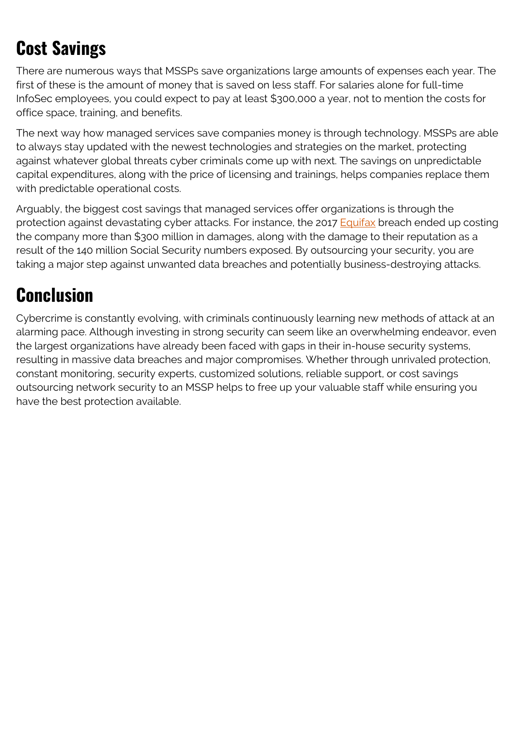## Cost Savings

There are numerous ways that MSSPs save organizations large amounts of expenses each year. The first of these is the amount of money that is saved on less staff. For salaries alone for full-time InfoSec employees, you could expect to pay at least $300,000 a year, not to mention the costs for office space, training, and benefits.

The next way how managed services save companies money is through technology. MSSPs are able to always stay updated with the newest technologies and strategies on the market, protecting against whatever global threats cyber criminals come up with next. The savings on unpredictable capital expenditures, along with the price of licensing and trainings, helps companies replace them with predictable operational costs.

Arguably, the biggest cost savings that managed services offer organizations is through the protection against devastating cyber attacks. For instance, the 2017 Equifax breach ended up costing the company more than $300 million in damages, along with the damage to their reputation as a result of the 140 million Social Security numbers exposed. By outsourcing your security, you are taking a major step against unwanted data breaches and potentially business-destroying attacks.

## Conclusion

Cybercrime is constantly evolving, with criminals continuously learning new methods of attack at an alarming pace. Although investing in strong security can seem like an overwhelming endeavor, even the largest organizations have already been faced with gaps in their in-house security systems, resulting in massive data breaches and major compromises. Whether through unrivaled protection, constant monitoring, security experts, customized solutions, reliable support, or cost savings outsourcing network security to an MSSP helps to free up your valuable staff while ensuring you have the best protection available.